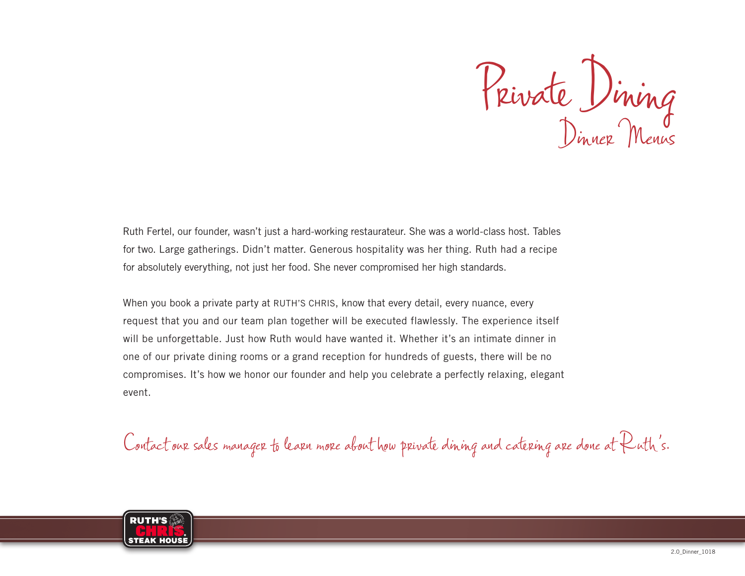# Private Dining

## Dinner Menus

Ruth Fertel, our founder, wasn't just a hard-working restaurateur. She was a world-class host. Tables for two. Large gatherings. Didn't matter. Generous hospitality was her thing. Ruth had a recipe for absolutely everything, not just her food. She never compromised her high standards.

When you book a private party at RUTH'S CHRIS, know that every detail, every nuance, every request that you and our team plan together will be executed flawlessly. The experience itself will be unforgettable. Just how Ruth would have wanted it. Whether it's an intimate dinner in one of our private dining rooms or a grand reception for hundreds of guests, there will be no compromises. It's how we honor our founder and help you celebrate a perfectly relaxing, elegant event.

*Contact our sales manager to learn more about how private dining and catering are done at Ruth's.*

RUTH'S CHRIS STEAK HOUSE

2.0_Dinner_1018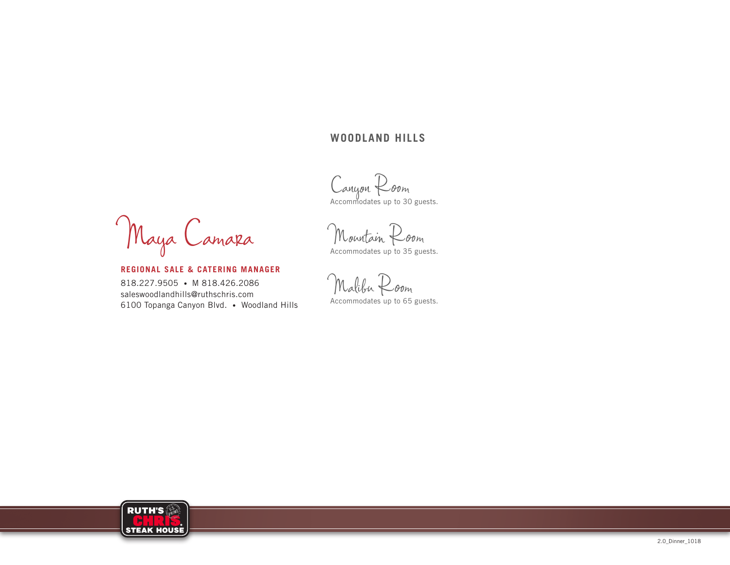Maya Camara

**REGIONAL SALE & CATERING MANAGER**

818.227.9505 • M 818.426.2086
saleswoodlandhills@ruthschris.com
6100 Topanga Canyon Blvd. • Woodland Hills

## WOODLAND HILLS

### Canyon Room
Accommodates up to 30 guests.

### Mountain Room
Accommodates up to 35 guests.

### Malibu Room
Accommodates up to 65 guests.

RUTH'S CHRIS STEAK HOUSE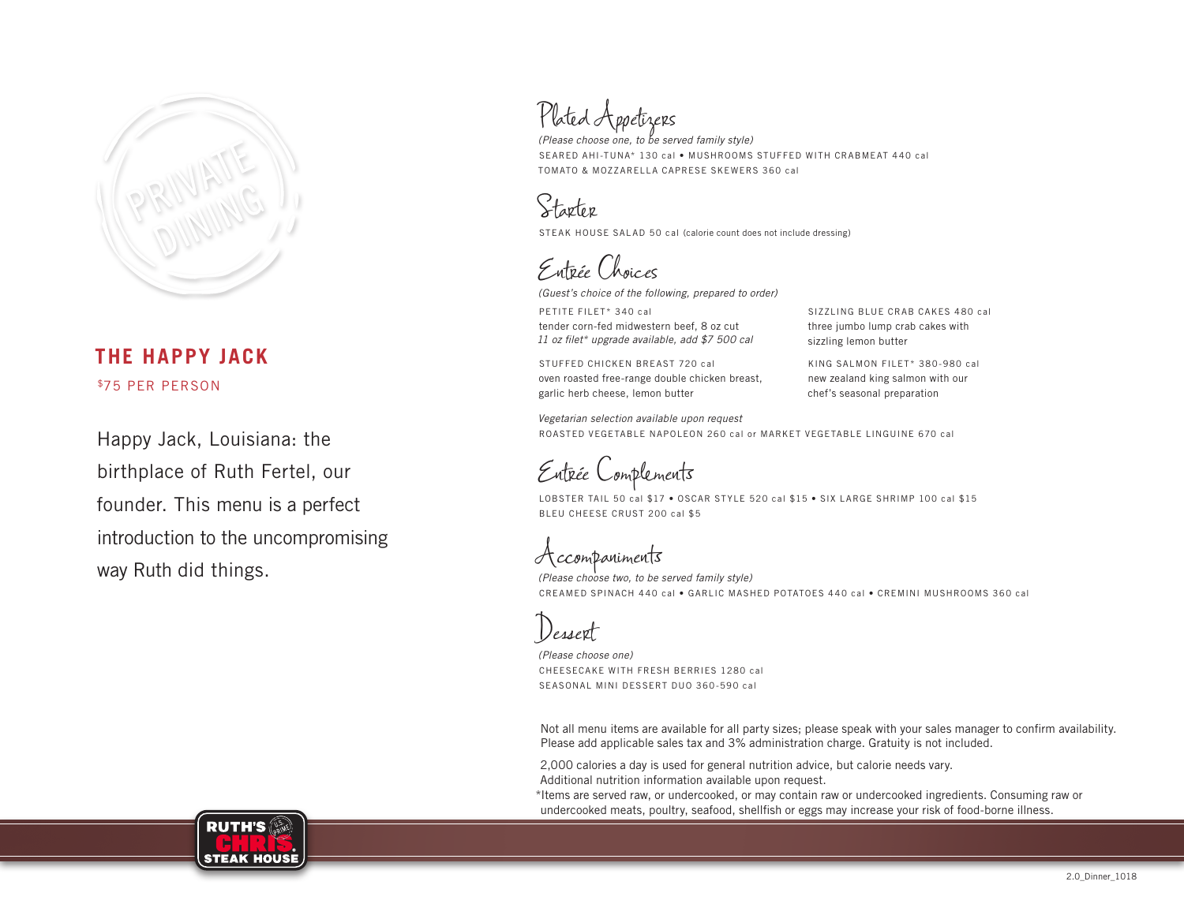PRIVATE DINING

## THE HAPPY JACK

$75 PER PERSON

Happy Jack, Louisiana: the birthplace of Ruth Fertel, our founder. This menu is a perfect introduction to the uncompromising way Ruth did things.

### Plated Appetizers

*(Please choose one, to be served family style)*

SEARED AHI-TUNA* 130 cal • MUSHROOMS STUFFED WITH CRABMEAT 440 cal
TOMATO & MOZZARELLA CAPRESE SKEWERS 360 cal

### Starter

STEAK HOUSE SALAD 50 cal (calorie count does not include dressing)

### Entrée Choices

*(Guest's choice of the following, prepared to order)*

PETITE FILET* 340 cal
tender corn-fed midwestern beef, 8 oz cut
*11 oz filet* upgrade available, add $7 500 cal*

STUFFED CHICKEN BREAST 720 cal
oven roasted free-range double chicken breast, garlic herb cheese, lemon butter

SIZZLING BLUE CRAB CAKES 480 cal
three jumbo lump crab cakes with sizzling lemon butter

KING SALMON FILET* 380-980 cal
new zealand king salmon with our chef's seasonal preparation

*Vegetarian selection available upon request*
ROASTED VEGETABLE NAPOLEON 260 cal or MARKET VEGETABLE LINGUINE 670 cal

### Entrée Complements

LOBSTER TAIL 50 cal $17 • OSCAR STYLE 520 cal $15 • SIX LARGE SHRIMP 100 cal $15
BLEU CHEESE CRUST 200 cal $5

### Accompaniments

*(Please choose two, to be served family style)*

CREAMED SPINACH 440 cal • GARLIC MASHED POTATOES 440 cal • CREMINI MUSHROOMS 360 cal

### Dessert

*(Please choose one)*

CHEESECAKE WITH FRESH BERRIES 1280 cal
SEASONAL MINI DESSERT DUO 360-590 cal

Not all menu items are available for all party sizes; please speak with your sales manager to confirm availability.
Please add applicable sales tax and 3% administration charge. Gratuity is not included.

2,000 calories a day is used for general nutrition advice, but calorie needs vary.
Additional nutrition information available upon request.
*Items are served raw, or undercooked, or may contain raw or undercooked ingredients. Consuming raw or undercooked meats, poultry, seafood, shellfish or eggs may increase your risk of food-borne illness.

RUTH'S CHRIS STEAK HOUSE

2.0_Dinner_1018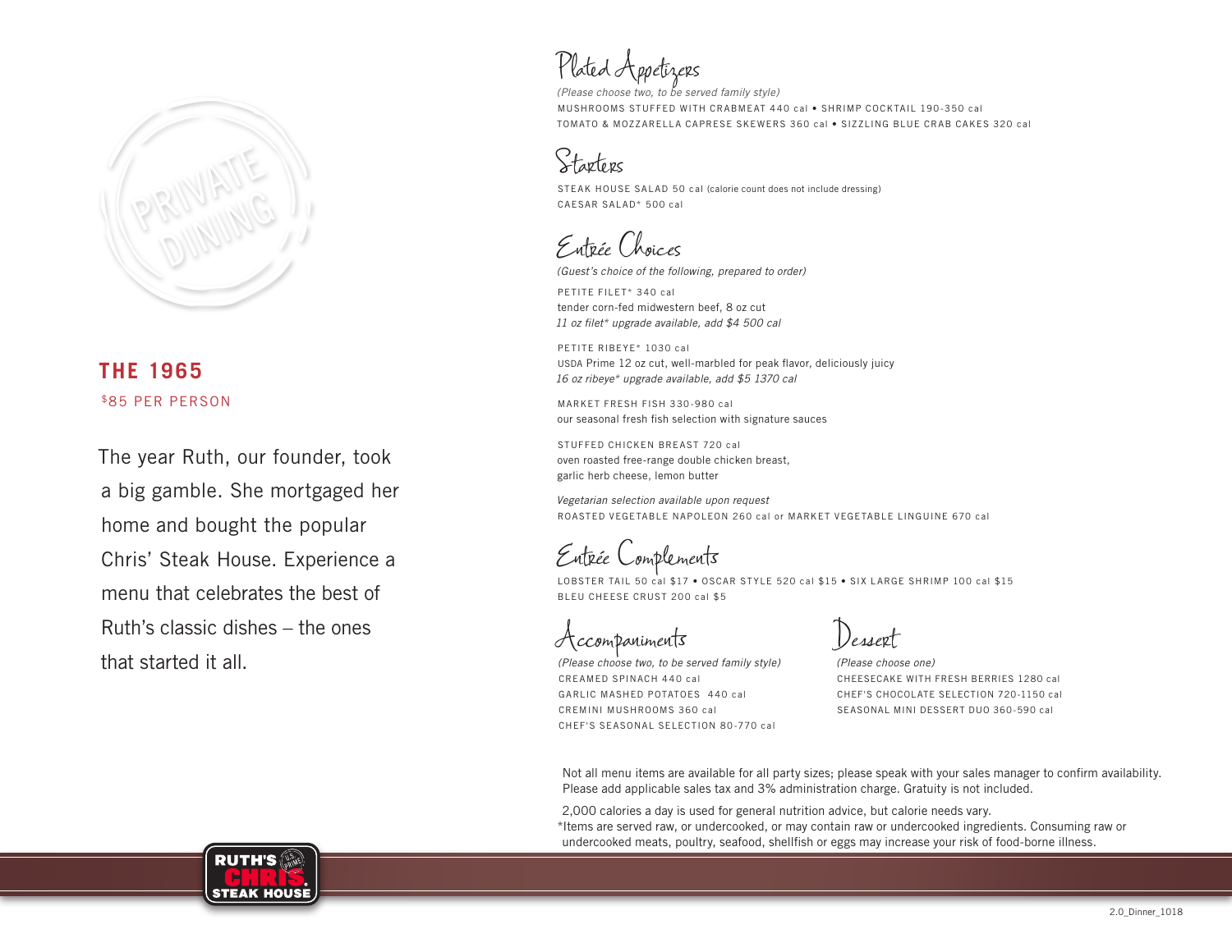PRIVATE DINING

## THE 1965

$85 PER PERSON

The year Ruth, our founder, took a big gamble. She mortgaged her home and bought the popular Chris' Steak House. Experience a menu that celebrates the best of Ruth's classic dishes – the ones that started it all.

### Plated Appetizers

*(Please choose two, to be served family style)*

MUSHROOMS STUFFED WITH CRABMEAT 440 cal • SHRIMP COCKTAIL 190-350 cal
TOMATO & MOZZARELLA CAPRESE SKEWERS 360 cal • SIZZLING BLUE CRAB CAKES 320 cal

### Starters

STEAK HOUSE SALAD 50 cal (calorie count does not include dressing)
CAESAR SALAD* 500 cal

### Entrée Choices

*(Guest's choice of the following, prepared to order)*

PETITE FILET* 340 cal
tender corn-fed midwestern beef, 8 oz cut
*11 oz filet* upgrade available, add $4 500 cal*

PETITE RIBEYE* 1030 cal
USDA Prime 12 oz cut, well-marbled for peak flavor, deliciously juicy
*16 oz ribeye* upgrade available, add $5 1370 cal*

MARKET FRESH FISH 330-980 cal
our seasonal fresh fish selection with signature sauces

STUFFED CHICKEN BREAST 720 cal
oven roasted free-range double chicken breast, garlic herb cheese, lemon butter

*Vegetarian selection available upon request*
ROASTED VEGETABLE NAPOLEON 260 cal or MARKET VEGETABLE LINGUINE 670 cal

### Entrée Complements

LOBSTER TAIL 50 cal $17 • OSCAR STYLE 520 cal $15 • SIX LARGE SHRIMP 100 cal $15
BLEU CHEESE CRUST 200 cal $5

### Accompaniments

*(Please choose two, to be served family style)*

CREAMED SPINACH 440 cal
GARLIC MASHED POTATOES 440 cal
CREMINI MUSHROOMS 360 cal
CHEF'S SEASONAL SELECTION 80-770 cal

### Dessert

*(Please choose one)*

CHEESECAKE WITH FRESH BERRIES 1280 cal
CHEF'S CHOCOLATE SELECTION 720-1150 cal
SEASONAL MINI DESSERT DUO 360-590 cal

Not all menu items are available for all party sizes; please speak with your sales manager to confirm availability. Please add applicable sales tax and 3% administration charge. Gratuity is not included.

2,000 calories a day is used for general nutrition advice, but calorie needs vary.
*Items are served raw, or undercooked, or may contain raw or undercooked ingredients. Consuming raw or undercooked meats, poultry, seafood, shellfish or eggs may increase your risk of food-borne illness.

RUTH'S CHRIS STEAK HOUSE

2.0_Dinner_1018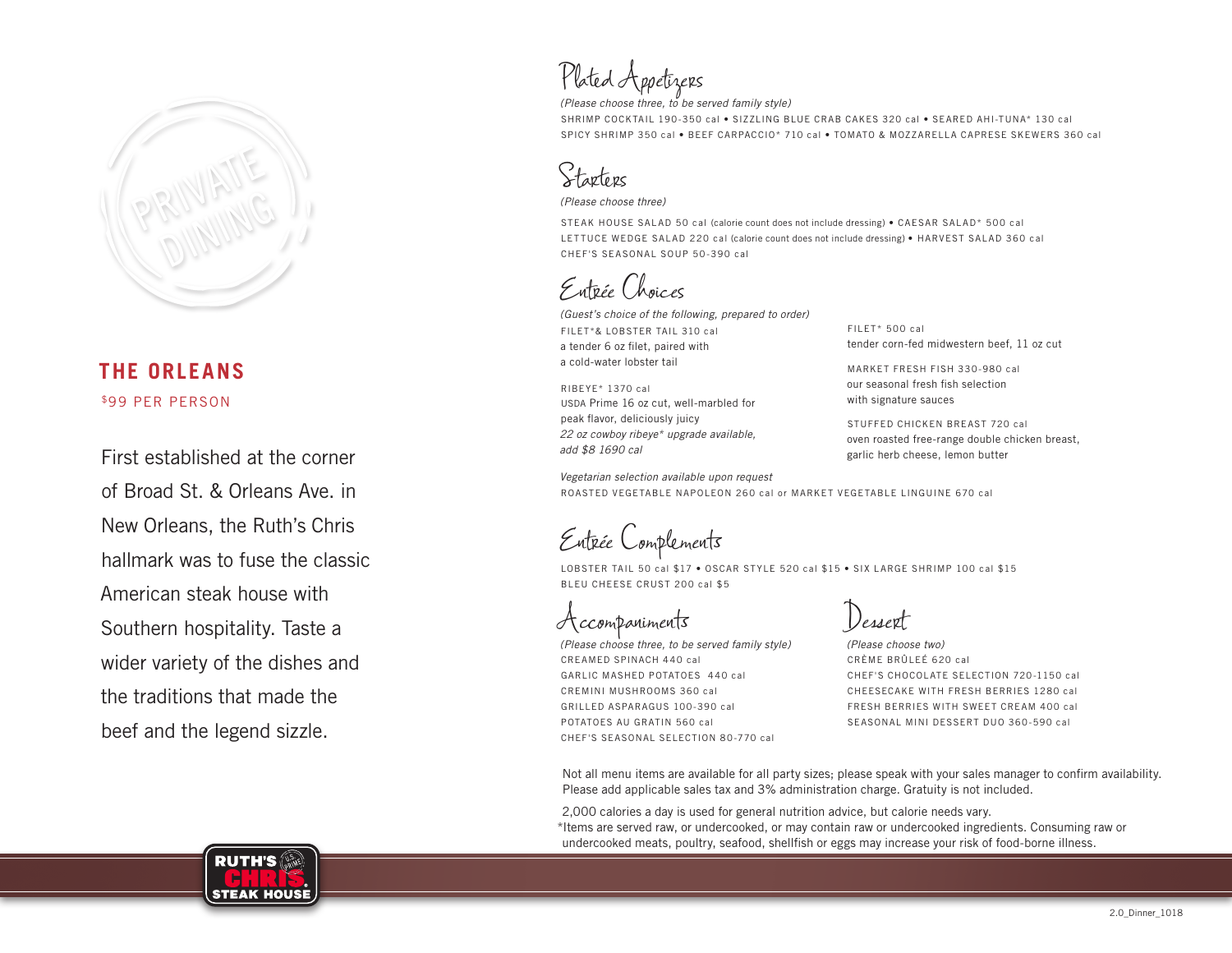PRIVATE DINING

## THE ORLEANS

$99 PER PERSON

First established at the corner of Broad St. & Orleans Ave. in New Orleans, the Ruth's Chris hallmark was to fuse the classic American steak house with Southern hospitality. Taste a wider variety of the dishes and the traditions that made the beef and the legend sizzle.

## Plated Appetizers

*(Please choose three, to be served family style)*

SHRIMP COCKTAIL 190-350 cal • SIZZLING BLUE CRAB CAKES 320 cal • SEARED AHI-TUNA* 130 cal
SPICY SHRIMP 350 cal • BEEF CARPACCIO* 710 cal • TOMATO & MOZZARELLA CAPRESE SKEWERS 360 cal

## Starters

*(Please choose three)*

STEAK HOUSE SALAD 50 cal (calorie count does not include dressing) • CAESAR SALAD* 500 cal
LETTUCE WEDGE SALAD 220 cal (calorie count does not include dressing) • HARVEST SALAD 360 cal
CHEF'S SEASONAL SOUP 50-390 cal

## Entrée Choices

*(Guest's choice of the following, prepared to order)*

FILET*& LOBSTER TAIL 310 cal
a tender 6 oz filet, paired with
a cold-water lobster tail

RIBEYE* 1370 cal
USDA Prime 16 oz cut, well-marbled for
peak flavor, deliciously juicy
*22 oz cowboy ribeye* upgrade available,*
*add $8 1690 cal*

FILET* 500 cal
tender corn-fed midwestern beef, 11 oz cut

MARKET FRESH FISH 330-980 cal
our seasonal fresh fish selection
with signature sauces

STUFFED CHICKEN BREAST 720 cal
oven roasted free-range double chicken breast,
garlic herb cheese, lemon butter

*Vegetarian selection available upon request*
ROASTED VEGETABLE NAPOLEON 260 cal or MARKET VEGETABLE LINGUINE 670 cal

## Entrée Complements

LOBSTER TAIL 50 cal $17 • OSCAR STYLE 520 cal $15 • SIX LARGE SHRIMP 100 cal $15
BLEU CHEESE CRUST 200 cal $5

## Accompaniments

*(Please choose three, to be served family style)*

CREAMED SPINACH 440 cal
GARLIC MASHED POTATOES 440 cal
CREMINI MUSHROOMS 360 cal
GRILLED ASPARAGUS 100-390 cal
POTATOES AU GRATIN 560 cal
CHEF'S SEASONAL SELECTION 80-770 cal

## Dessert

*(Please choose two)*

CRÈME BRÛLÉE 620 cal
CHEF'S CHOCOLATE SELECTION 720-1150 cal
CHEESECAKE WITH FRESH BERRIES 1280 cal
FRESH BERRIES WITH SWEET CREAM 400 cal
SEASONAL MINI DESSERT DUO 360-590 cal

Not all menu items are available for all party sizes; please speak with your sales manager to confirm availability.
Please add applicable sales tax and 3% administration charge. Gratuity is not included.

2,000 calories a day is used for general nutrition advice, but calorie needs vary.
*Items are served raw, or undercooked, or may contain raw or undercooked ingredients. Consuming raw or undercooked meats, poultry, seafood, shellfish or eggs may increase your risk of food-borne illness.

RUTH'S CHRIS STEAK HOUSE

2.0_Dinner_1018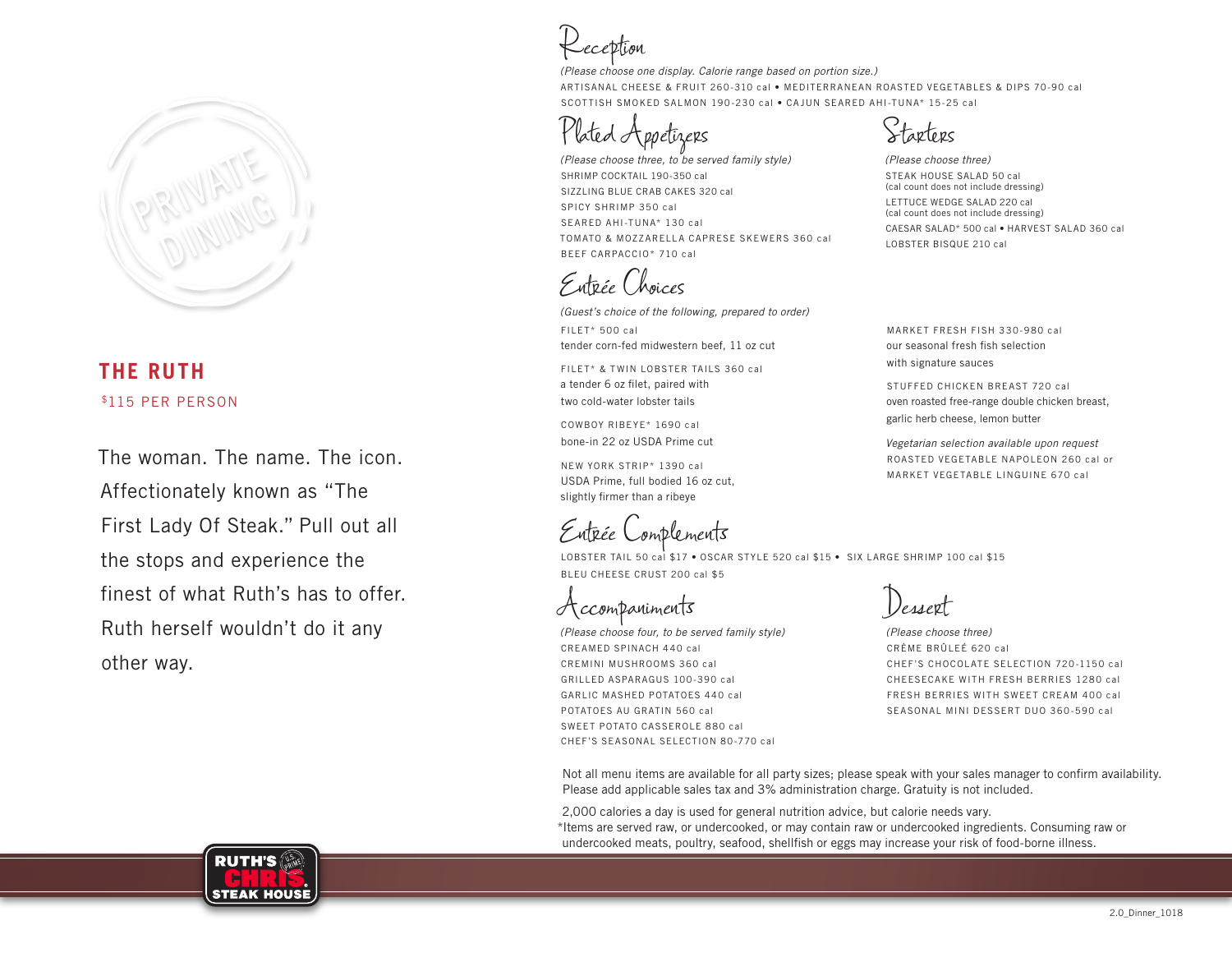PRIVATE DINING

## THE RUTH

$115 PER PERSON

The woman. The name. The icon. Affectionately known as "The First Lady Of Steak." Pull out all the stops and experience the finest of what Ruth's has to offer. Ruth herself wouldn't do it any other way.

### Reception

*(Please choose one display. Calorie range based on portion size.)*

ARTISANAL CHEESE & FRUIT 260-310 cal • MEDITERRANEAN ROASTED VEGETABLES & DIPS 70-90 cal
SCOTTISH SMOKED SALMON 190-230 cal • CAJUN SEARED AHI-TUNA* 15-25 cal

### Plated Appetizers

*(Please choose three, to be served family style)*

SHRIMP COCKTAIL 190-350 cal
SIZZLING BLUE CRAB CAKES 320 cal
SPICY SHRIMP 350 cal
SEARED AHI-TUNA* 130 cal
TOMATO & MOZZARELLA CAPRESE SKEWERS 360 cal
BEEF CARPACCIO* 710 cal

### Starters

*(Please choose three)*

STEAK HOUSE SALAD 50 cal
(cal count does not include dressing)
LETTUCE WEDGE SALAD 220 cal
(cal count does not include dressing)
CAESAR SALAD* 500 cal • HARVEST SALAD 360 cal
LOBSTER BISQUE 210 cal

### Entrée Choices

*(Guest's choice of the following, prepared to order)*

FILET* 500 cal
tender corn-fed midwestern beef, 11 oz cut

FILET* & TWIN LOBSTER TAILS 360 cal
a tender 6 oz filet, paired with two cold-water lobster tails

COWBOY RIBEYE* 1690 cal
bone-in 22 oz USDA Prime cut

NEW YORK STRIP* 1390 cal
USDA Prime, full bodied 16 oz cut, slightly firmer than a ribeye

MARKET FRESH FISH 330-980 cal
our seasonal fresh fish selection with signature sauces

STUFFED CHICKEN BREAST 720 cal
oven roasted free-range double chicken breast, garlic herb cheese, lemon butter

*Vegetarian selection available upon request*
ROASTED VEGETABLE NAPOLEON 260 cal or
MARKET VEGETABLE LINGUINE 670 cal

### Entrée Complements

LOBSTER TAIL 50 cal $17 • OSCAR STYLE 520 cal $15 • SIX LARGE SHRIMP 100 cal $15
BLEU CHEESE CRUST 200 cal $5

### Accompaniments

*(Please choose four, to be served family style)*

CREAMED SPINACH 440 cal
CREMINI MUSHROOMS 360 cal
GRILLED ASPARAGUS 100-390 cal
GARLIC MASHED POTATOES 440 cal
POTATOES AU GRATIN 560 cal
SWEET POTATO CASSEROLE 880 cal
CHEF'S SEASONAL SELECTION 80-770 cal

### Dessert

*(Please choose three)*

CRÈME BRÛLEÉ 620 cal
CHEF'S CHOCOLATE SELECTION 720-1150 cal
CHEESECAKE WITH FRESH BERRIES 1280 cal
FRESH BERRIES WITH SWEET CREAM 400 cal
SEASONAL MINI DESSERT DUO 360-590 cal

Not all menu items are available for all party sizes; please speak with your sales manager to confirm availability. Please add applicable sales tax and 3% administration charge. Gratuity is not included.

2,000 calories a day is used for general nutrition advice, but calorie needs vary.
*Items are served raw, or undercooked, or may contain raw or undercooked ingredients. Consuming raw or undercooked meats, poultry, seafood, shellfish or eggs may increase your risk of food-borne illness.

RUTH'S CHRIS STEAK HOUSE

2.0_Dinner_1018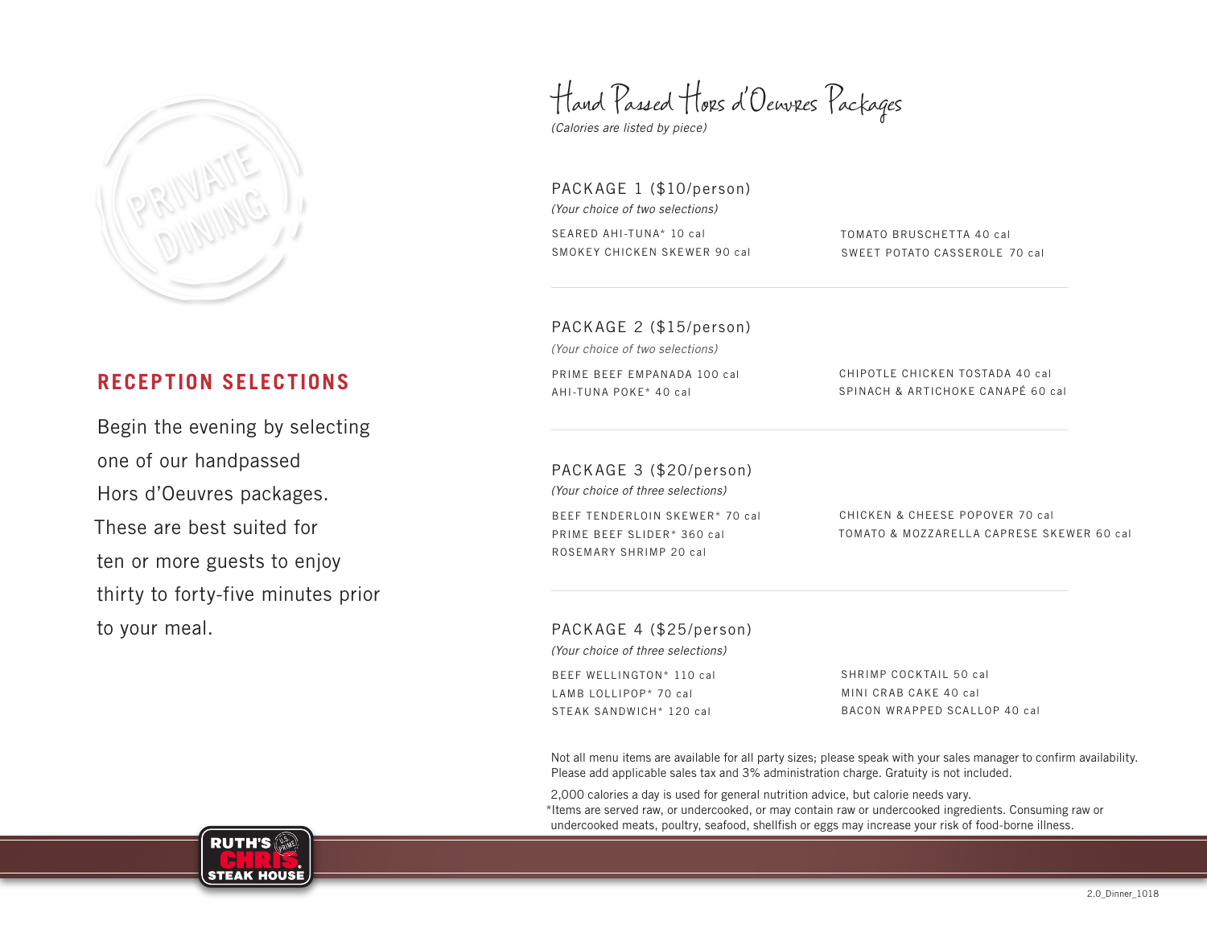PRIVATE DINING

## RECEPTION SELECTIONS

Begin the evening by selecting one of our handpassed Hors d'Oeuvres packages. These are best suited for ten or more guests to enjoy thirty to forty-five minutes prior to your meal.

# Hand Passed Hors d'Oeuvres Packages

*(Calories are listed by piece)*

### PACKAGE 1 ($10/person)

*(Your choice of two selections)*

SEARED AHI-TUNA* 10 cal
SMOKEY CHICKEN SKEWER 90 cal
TOMATO BRUSCHETTA 40 cal
SWEET POTATO CASSEROLE 70 cal

### PACKAGE 2 ($15/person)

*(Your choice of two selections)*

PRIME BEEF EMPANADA 100 cal
AHI-TUNA POKE* 40 cal
CHIPOTLE CHICKEN TOSTADA 40 cal
SPINACH & ARTICHOKE CANAPÉ 60 cal

### PACKAGE 3 ($20/person)

*(Your choice of three selections)*

BEEF TENDERLOIN SKEWER* 70 cal
PRIME BEEF SLIDER* 360 cal
ROSEMARY SHRIMP 20 cal
CHICKEN & CHEESE POPOVER 70 cal
TOMATO & MOZZARELLA CAPRESE SKEWER 60 cal

### PACKAGE 4 ($25/person)

*(Your choice of three selections)*

BEEF WELLINGTON* 110 cal
LAMB LOLLIPOP* 70 cal
STEAK SANDWICH* 120 cal
SHRIMP COCKTAIL 50 cal
MINI CRAB CAKE 40 cal
BACON WRAPPED SCALLOP 40 cal

Not all menu items are available for all party sizes; please speak with your sales manager to confirm availability. Please add applicable sales tax and 3% administration charge. Gratuity is not included.

2,000 calories a day is used for general nutrition advice, but calorie needs vary.
*Items are served raw, or undercooked, or may contain raw or undercooked ingredients. Consuming raw or undercooked meats, poultry, seafood, shellfish or eggs may increase your risk of food-borne illness.

RUTH'S CHRIS STEAK HOUSE

2.0_Dinner_1018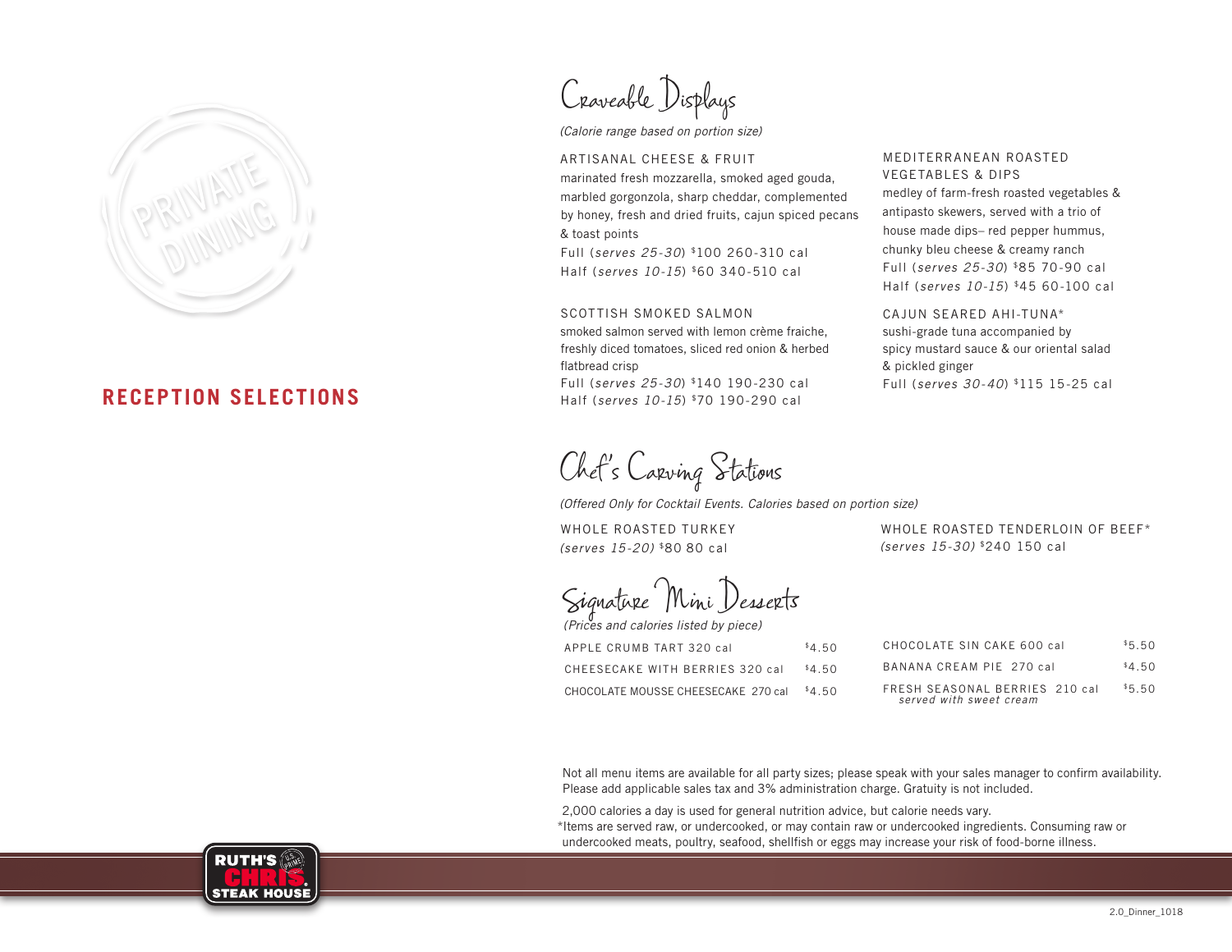PRIVATE DINING

## RECEPTION SELECTIONS

## Craveable Displays

*(Calorie range based on portion size)*

### ARTISANAL CHEESE & FRUIT

marinated fresh mozzarella, smoked aged gouda, marbled gorgonzola, sharp cheddar, complemented by honey, fresh and dried fruits, cajun spiced pecans & toast points

Full (*serves 25-30*) $100 260-310 cal
Half (*serves 10-15*) $60 340-510 cal

### SCOTTISH SMOKED SALMON

smoked salmon served with lemon crème fraiche, freshly diced tomatoes, sliced red onion & herbed flatbread crisp

Full (*serves 25-30*) $140 190-230 cal
Half (*serves 10-15*) $70 190-290 cal

### MEDITERRANEAN ROASTED VEGETABLES & DIPS

medley of farm-fresh roasted vegetables & antipasto skewers, served with a trio of house made dips– red pepper hummus, chunky bleu cheese & creamy ranch

Full (*serves 25-30*) $85 70-90 cal
Half (*serves 10-15*) $45 60-100 cal

### CAJUN SEARED AHI-TUNA*

sushi-grade tuna accompanied by spicy mustard sauce & our oriental salad & pickled ginger

Full (*serves 30-40*) $115 15-25 cal

## Chef's Carving Stations

*(Offered Only for Cocktail Events. Calories based on portion size)*

### WHOLE ROASTED TURKEY

*(serves 15-20)* $80 80 cal

### WHOLE ROASTED TENDERLOIN OF BEEF*

*(serves 15-30)* $240 150 cal

## Signature Mini Desserts

*(Prices and calories listed by piece)*

| Item | Price |
| --- | --- |
| APPLE CRUMB TART 320 cal | $4.50 |
| CHEESECAKE WITH BERRIES 320 cal | $4.50 |
| CHOCOLATE MOUSSE CHEESECAKE 270 cal | $4.50 |
| CHOCOLATE SIN CAKE 600 cal | $5.50 |
| BANANA CREAM PIE 270 cal | $4.50 |
| FRESH SEASONAL BERRIES 210 cal *served with sweet cream* | $5.50 |

Not all menu items are available for all party sizes; please speak with your sales manager to confirm availability. Please add applicable sales tax and 3% administration charge. Gratuity is not included.

2,000 calories a day is used for general nutrition advice, but calorie needs vary.
*Items are served raw, or undercooked, or may contain raw or undercooked ingredients. Consuming raw or undercooked meats, poultry, seafood, shellfish or eggs may increase your risk of food-borne illness.

RUTH'S CHRIS STEAK HOUSE

2.0_Dinner_1018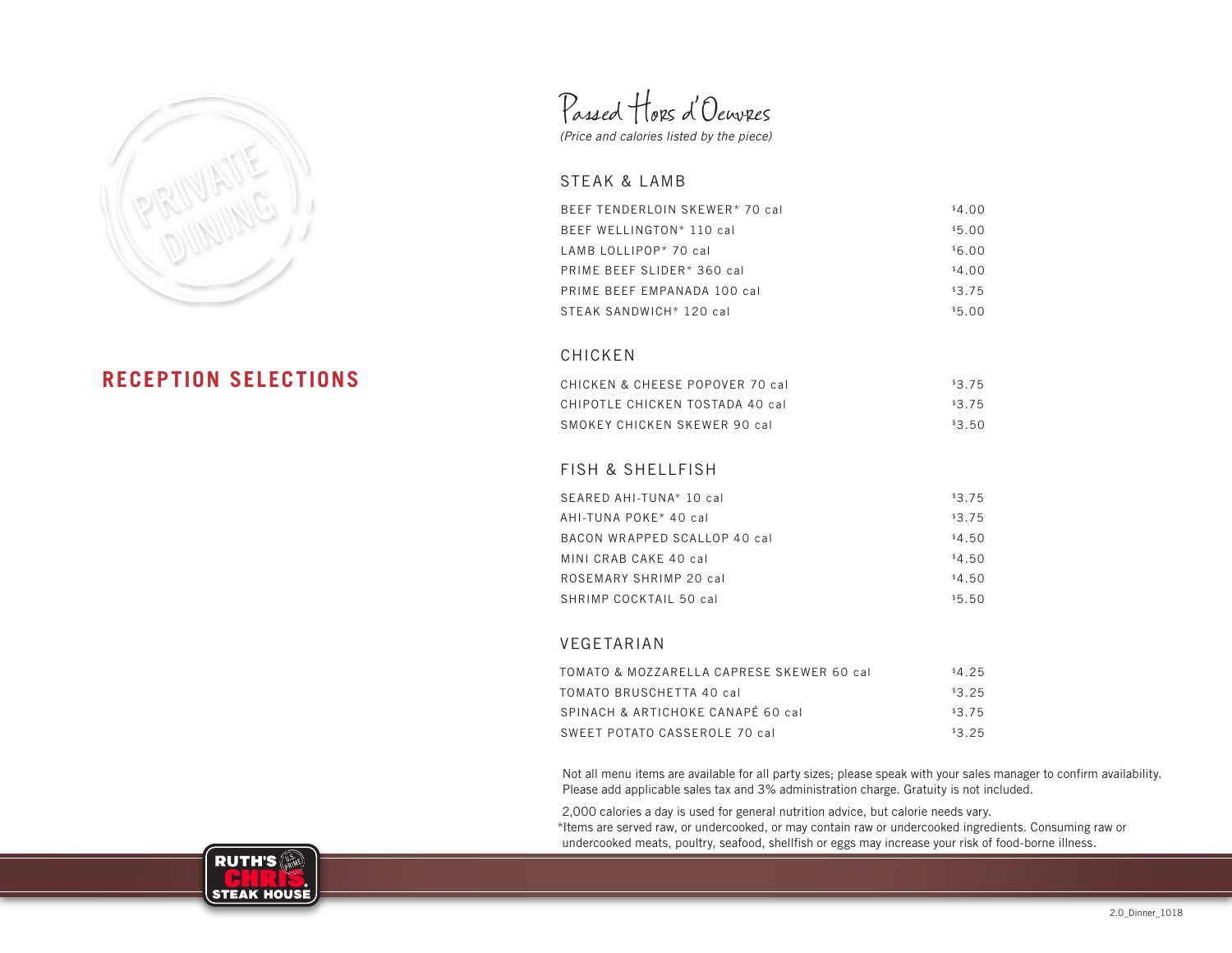PRIVATE DINING

## RECEPTION SELECTIONS

# Passed Hors d'Oeuvres

*(Price and calories listed by the piece)*

### STEAK & LAMB

| | |
|---|---|
| BEEF TENDERLOIN SKEWER* 70 cal | $4.00 |
| BEEF WELLINGTON* 110 cal | $5.00 |
| LAMB LOLLIPOP* 70 cal | $6.00 |
| PRIME BEEF SLIDER* 360 cal | $4.00 |
| PRIME BEEF EMPANADA 100 cal | $3.75 |
| STEAK SANDWICH* 120 cal | $5.00 |

### CHICKEN

| | |
|---|---|
| CHICKEN & CHEESE POPOVER 70 cal | $3.75 |
| CHIPOTLE CHICKEN TOSTADA 40 cal | $3.75 |
| SMOKEY CHICKEN SKEWER 90 cal | $3.50 |

### FISH & SHELLFISH

| | |
|---|---|
| SEARED AHI-TUNA* 10 cal | $3.75 |
| AHI-TUNA POKE* 40 cal | $3.75 |
| BACON WRAPPED SCALLOP 40 cal | $4.50 |
| MINI CRAB CAKE 40 cal | $4.50 |
| ROSEMARY SHRIMP 20 cal | $4.50 |
| SHRIMP COCKTAIL 50 cal | $5.50 |

### VEGETARIAN

| | |
|---|---|
| TOMATO & MOZZARELLA CAPRESE SKEWER 60 cal | $4.25 |
| TOMATO BRUSCHETTA 40 cal | $3.25 |
| SPINACH & ARTICHOKE CANAPÉ 60 cal | $3.75 |
| SWEET POTATO CASSEROLE 70 cal | $3.25 |

Not all menu items are available for all party sizes; please speak with your sales manager to confirm availability. Please add applicable sales tax and 3% administration charge. Gratuity is not included.

2,000 calories a day is used for general nutrition advice, but calorie needs vary.
*Items are served raw, or undercooked, or may contain raw or undercooked ingredients. Consuming raw or undercooked meats, poultry, seafood, shellfish or eggs may increase your risk of food-borne illness.

RUTH'S CHRIS STEAK HOUSE

2.0_Dinner_1018